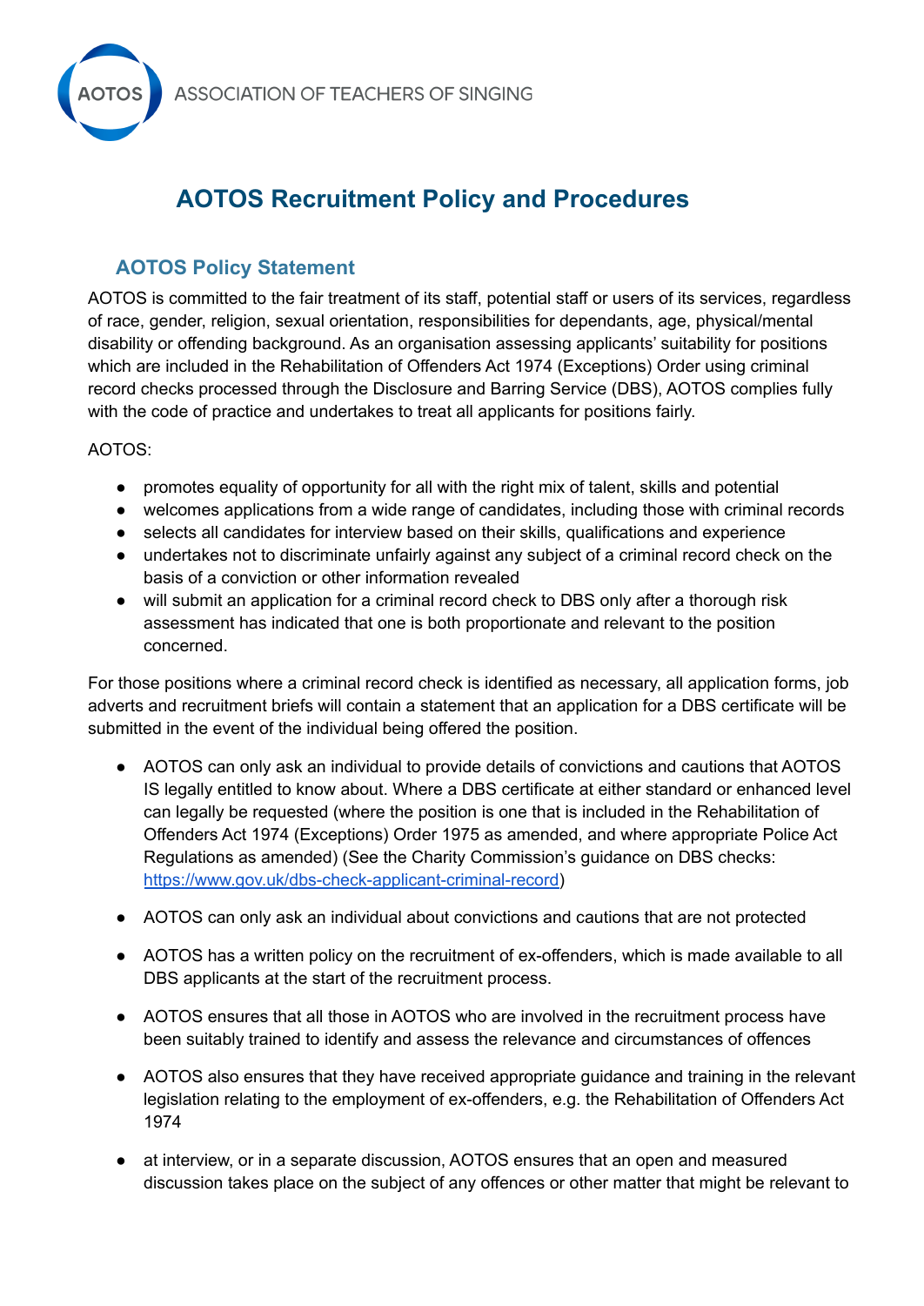AOTOS ASSOCIATION OF TEACHERS OF SINGING

# AOTOS Recruitment Policy and Procedures

## AOTOS Policy Statement

AOTOS is committed to the fair treatment of its staff, potential staff or users of its services, regardless of race, gender, religion, sexual orientation, responsibilities for dependants, age, physical/mental disability or offending background. As an organisation assessing applicants' suitability for positions which are included in the Rehabilitation of Offenders Act 1974 (Exceptions) Order using criminal record checks processed through the Disclosure and Barring Service (DBS), AOTOS complies fully with the code of practice and undertakes to treat all applicants for positions fairly.

AOTOS:

- promotes equality of opportunity for all with the right mix of talent, skills and potential
- welcomes applications from a wide range of candidates, including those with criminal records
- selects all candidates for interview based on their skills, qualifications and experience
- undertakes not to discriminate unfairly against any subject of a criminal record check on the basis of a conviction or other information revealed
- will submit an application for a criminal record check to DBS only after a thorough risk assessment has indicated that one is both proportionate and relevant to the position concerned.

For those positions where a criminal record check is identified as necessary, all application forms, job adverts and recruitment briefs will contain a statement that an application for a DBS certificate will be submitted in the event of the individual being offered the position.

- AOTOS can only ask an individual to provide details of convictions and cautions that AOTOS IS legally entitled to know about. Where a DBS certificate at either standard or enhanced level can legally be requested (where the position is one that is included in the Rehabilitation of Offenders Act 1974 (Exceptions) Order 1975 as amended, and where appropriate Police Act Regulations as amended) (See the Charity Commission's guidance on DBS checks: [https://www.gov.uk/dbs-check-applicant-criminal-record](https://www.gov.uk/dbs-check-applicant-criminal-record))

- AOTOS can only ask an individual about convictions and cautions that are not protected

- AOTOS has a written policy on the recruitment of ex-offenders, which is made available to all DBS applicants at the start of the recruitment process.

- AOTOS ensures that all those in AOTOS who are involved in the recruitment process have been suitably trained to identify and assess the relevance and circumstances of offences

- AOTOS also ensures that they have received appropriate guidance and training in the relevant legislation relating to the employment of ex-offenders, e.g. the Rehabilitation of Offenders Act 1974

- at interview, or in a separate discussion, AOTOS ensures that an open and measured discussion takes place on the subject of any offences or other matter that might be relevant to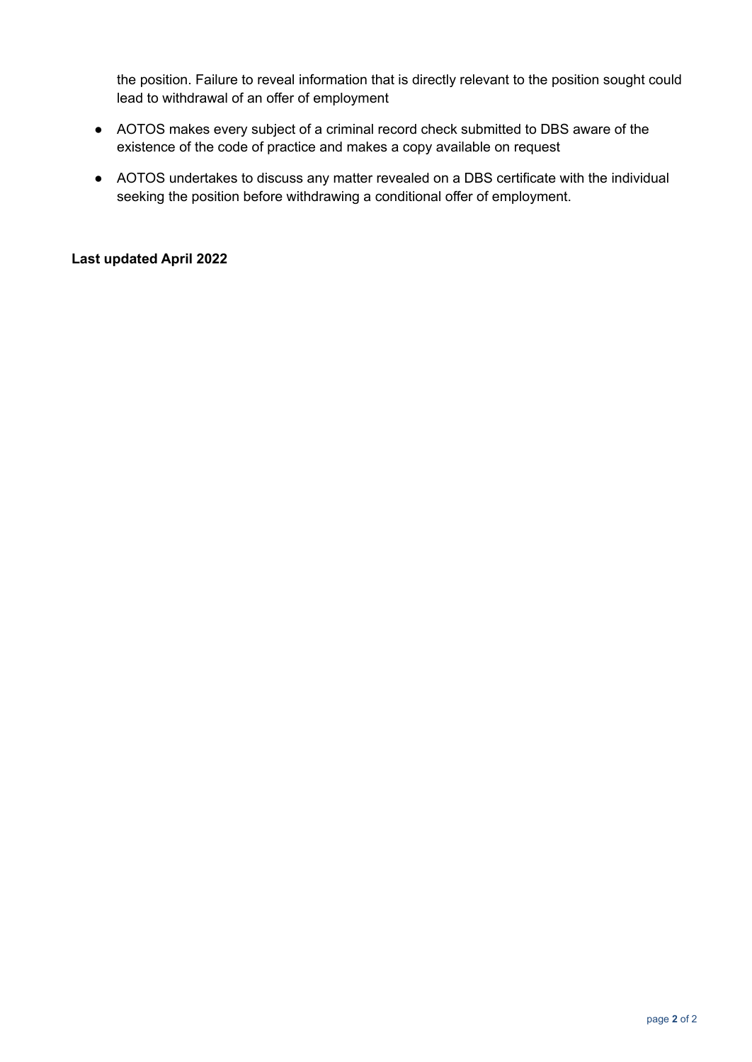the position. Failure to reveal information that is directly relevant to the position sought could lead to withdrawal of an offer of employment

- AOTOS makes every subject of a criminal record check submitted to DBS aware of the existence of the code of practice and makes a copy available on request
- AOTOS undertakes to discuss any matter revealed on a DBS certificate with the individual seeking the position before withdrawing a conditional offer of employment.

**Last updated April 2022**